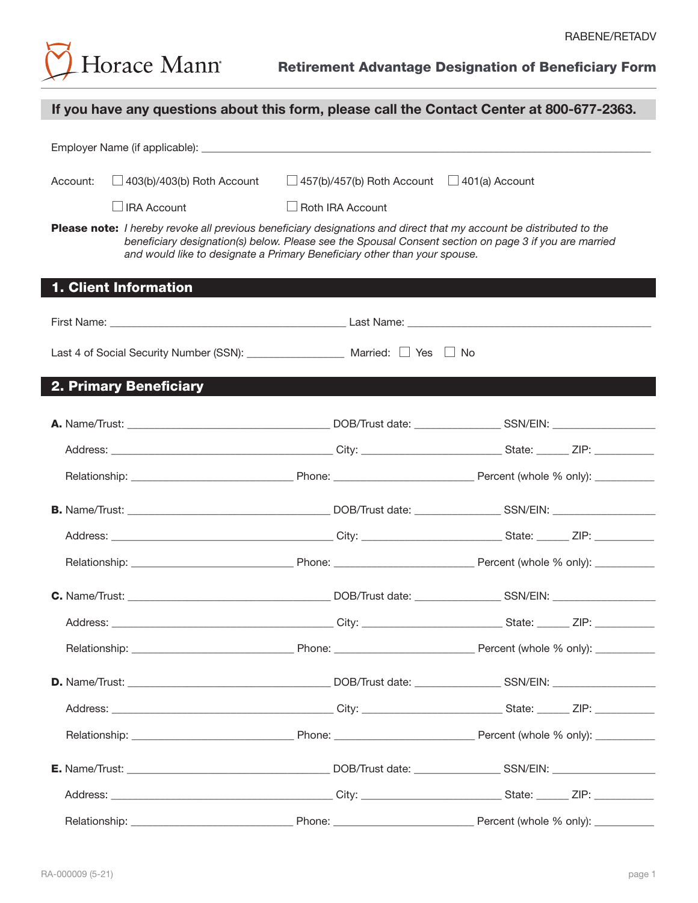RABENE/RETADV

Horace Mann

# Retirement Advantage Designation of Beneficiary Form

**If you have any questions about this form, please call the Contact Center at 800-677-2363.**

Employer Name (if applicable): ______________________________

Account: ☐ 403(b)/403(b) Roth Account ☐ 457(b)/457(b) Roth Account ☐ 401(a) Account

☐ IRA Account ☐ Roth IRA Account

**Please note:** *I hereby revoke all previous beneficiary designations and direct that my account be distributed to the beneficiary designation(s) below. Please see the Spousal Consent section on page 3 if you are married and would like to designate a Primary Beneficiary other than your spouse.*

## 1. Client Information

First Name: ____________________ Last Name: ____________________

Last 4 of Social Security Number (SSN): ____________ Married: ☐ Yes ☐ No

## 2. Primary Beneficiary

**A.** Name/Trust: ____________________ DOB/Trust date: ____________ SSN/EIN: ____________

Address: ____________________ City: ____________ State: ______ ZIP: ________

Relationship: ____________________ Phone: ____________ Percent (whole % only): ________

**B.** Name/Trust: ____________________ DOB/Trust date: ____________ SSN/EIN: ____________

Address: ____________________ City: ____________ State: ______ ZIP: ________

Relationship: ____________________ Phone: ____________ Percent (whole % only): ________

**C.** Name/Trust: ____________________ DOB/Trust date: ____________ SSN/EIN: ____________

Address: ____________________ City: ____________ State: ______ ZIP: ________

Relationship: ____________________ Phone: ____________ Percent (whole % only): ________

**D.** Name/Trust: ____________________ DOB/Trust date: ____________ SSN/EIN: ____________

Address: ____________________ City: ____________ State: ______ ZIP: ________

Relationship: ____________________ Phone: ____________ Percent (whole % only): ________

**E.** Name/Trust: ____________________ DOB/Trust date: ____________ SSN/EIN: ____________

Address: ____________________ City: ____________ State: ______ ZIP: ________

Relationship: ____________________ Phone: ____________ Percent (whole % only): ________

RA-000009 (5-21)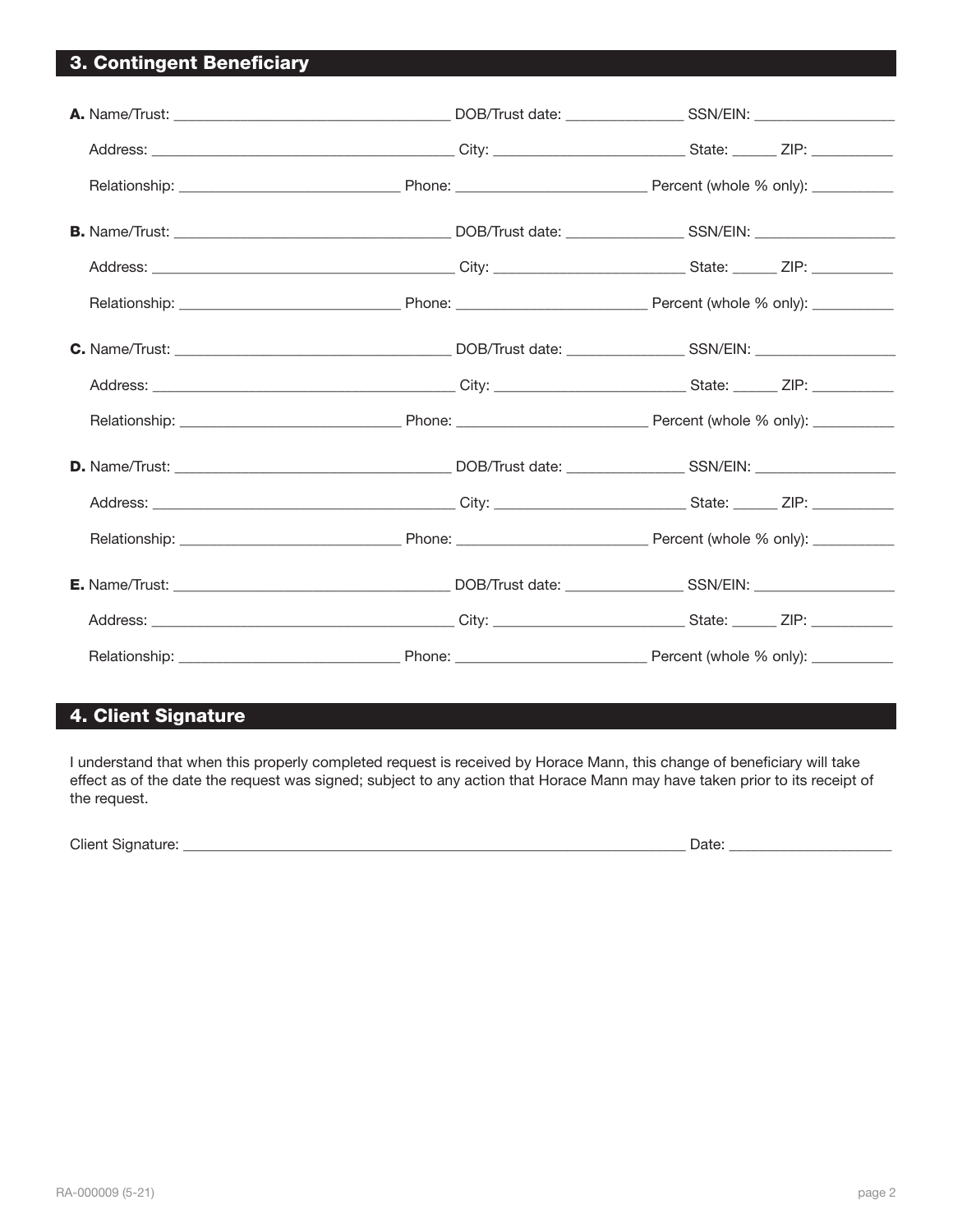## 3. Contingent Beneficiary

**A.** Name/Trust: ____________________________ DOB/Trust date: ____________ SSN/EIN: _______________

Address: ________________________________ City: ____________________ State: _____ ZIP: _________

Relationship: ______________________ Phone: ____________________ Percent (whole % only): _________

**B.** Name/Trust: ____________________________ DOB/Trust date: ____________ SSN/EIN: _______________

Address: ________________________________ City: ____________________ State: _____ ZIP: _________

Relationship: ______________________ Phone: ____________________ Percent (whole % only): _________

**C.** Name/Trust: ____________________________ DOB/Trust date: ____________ SSN/EIN: _______________

Address: ________________________________ City: ____________________ State: _____ ZIP: _________

Relationship: ______________________ Phone: ____________________ Percent (whole % only): _________

**D.** Name/Trust: ____________________________ DOB/Trust date: ____________ SSN/EIN: _______________

Address: ________________________________ City: ____________________ State: _____ ZIP: _________

Relationship: ______________________ Phone: ____________________ Percent (whole % only): _________

**E.** Name/Trust: ____________________________ DOB/Trust date: ____________ SSN/EIN: _______________

Address: ________________________________ City: ____________________ State: _____ ZIP: _________

Relationship: ______________________ Phone: ____________________ Percent (whole % only): _________

## 4. Client Signature

I understand that when this properly completed request is received by Horace Mann, this change of beneficiary will take effect as of the date the request was signed; subject to any action that Horace Mann may have taken prior to its receipt of the request.

Client Signature: ___________________________________________________ Date: __________________

RA-000009 (5-21)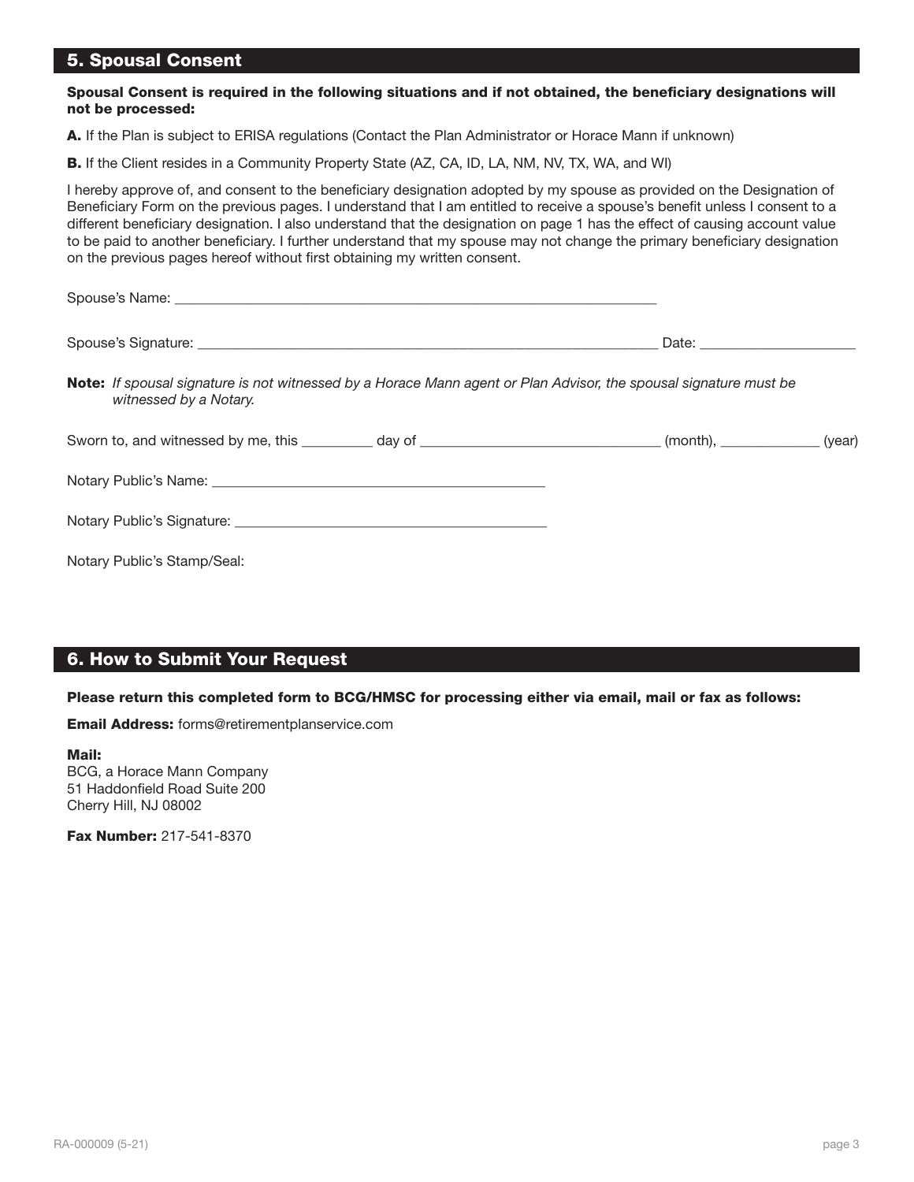## 5. Spousal Consent

**Spousal Consent is required in the following situations and if not obtained, the beneficiary designations will not be processed:**

**A.** If the Plan is subject to ERISA regulations (Contact the Plan Administrator or Horace Mann if unknown)

**B.** If the Client resides in a Community Property State (AZ, CA, ID, LA, NM, NV, TX, WA, and WI)

I hereby approve of, and consent to the beneficiary designation adopted by my spouse as provided on the Designation of Beneficiary Form on the previous pages. I understand that I am entitled to receive a spouse's benefit unless I consent to a different beneficiary designation. I also understand that the designation on page 1 has the effect of causing account value to be paid to another beneficiary. I further understand that my spouse may not change the primary beneficiary designation on the previous pages hereof without first obtaining my written consent.

Spouse's Name: ___________________________________________________________________

Spouse's Signature: ________________________________________________________________ Date: _____________________

**Note:** *If spousal signature is not witnessed by a Horace Mann agent or Plan Advisor, the spousal signature must be witnessed by a Notary.*

Sworn to, and witnessed by me, this _________ day of ________________________________ (month), _____________ (year)

Notary Public's Name: _____________________________________________

Notary Public's Signature: __________________________________________

Notary Public's Stamp/Seal:

## 6. How to Submit Your Request

**Please return this completed form to BCG/HMSC for processing either via email, mail or fax as follows:**

**Email Address:** forms@retirementplanservice.com

**Mail:**
BCG, a Horace Mann Company
51 Haddonfield Road Suite 200
Cherry Hill, NJ 08002

**Fax Number:** 217-541-8370

RA-000009 (5-21)